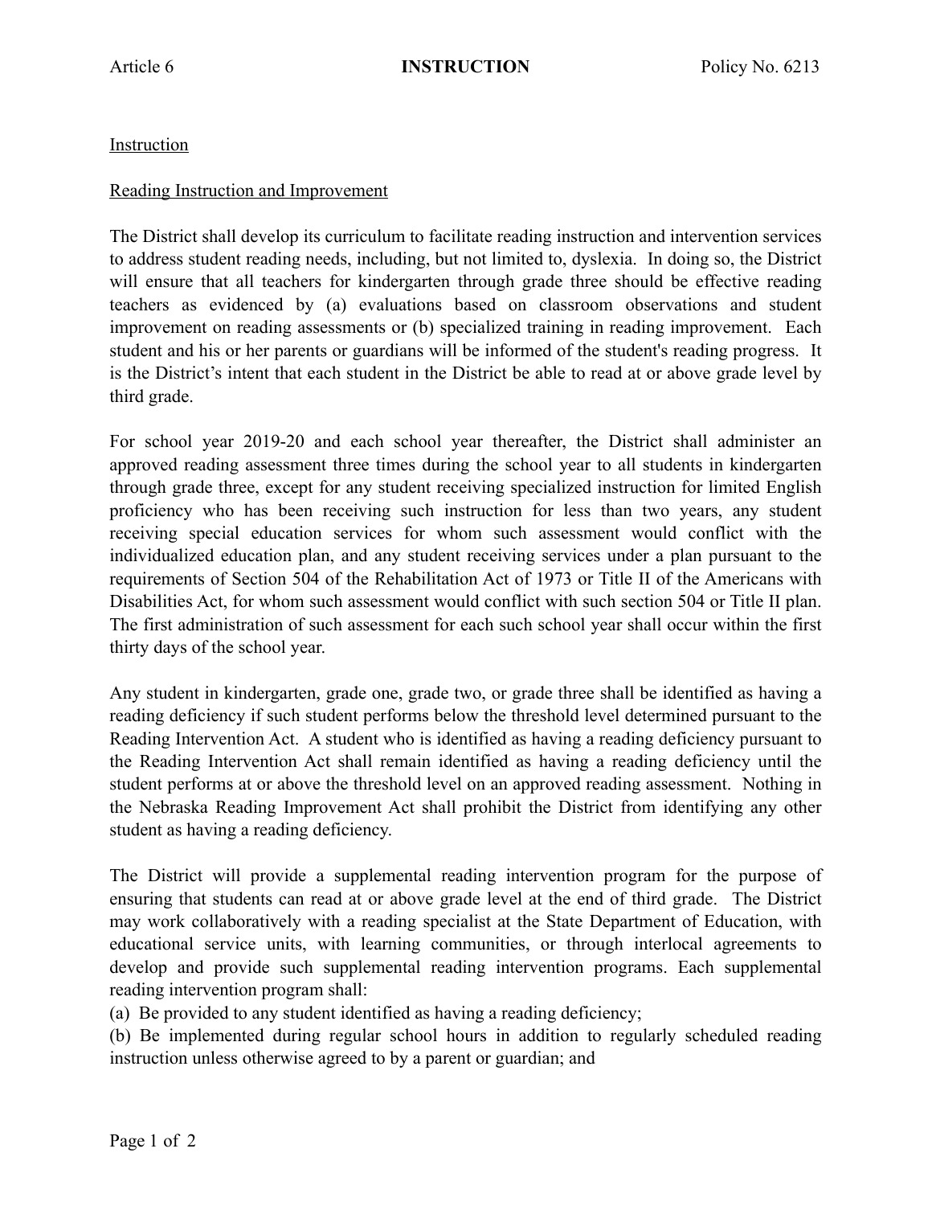Instruction

Reading Instruction and Improvement

The District shall develop its curriculum to facilitate reading instruction and intervention services to address student reading needs, including, but not limited to, dyslexia. In doing so, the District will ensure that all teachers for kindergarten through grade three should be effective reading teachers as evidenced by (a) evaluations based on classroom observations and student improvement on reading assessments or (b) specialized training in reading improvement. Each student and his or her parents or guardians will be informed of the student's reading progress. It is the District's intent that each student in the District be able to read at or above grade level by third grade.

For school year 2019-20 and each school year thereafter, the District shall administer an approved reading assessment three times during the school year to all students in kindergarten through grade three, except for any student receiving specialized instruction for limited English proficiency who has been receiving such instruction for less than two years, any student receiving special education services for whom such assessment would conflict with the individualized education plan, and any student receiving services under a plan pursuant to the requirements of Section 504 of the Rehabilitation Act of 1973 or Title II of the Americans with Disabilities Act, for whom such assessment would conflict with such section 504 or Title II plan. The first administration of such assessment for each such school year shall occur within the first thirty days of the school year.

Any student in kindergarten, grade one, grade two, or grade three shall be identified as having a reading deficiency if such student performs below the threshold level determined pursuant to the Reading Intervention Act. A student who is identified as having a reading deficiency pursuant to the Reading Intervention Act shall remain identified as having a reading deficiency until the student performs at or above the threshold level on an approved reading assessment. Nothing in the Nebraska Reading Improvement Act shall prohibit the District from identifying any other student as having a reading deficiency.

The District will provide a supplemental reading intervention program for the purpose of ensuring that students can read at or above grade level at the end of third grade. The District may work collaboratively with a reading specialist at the State Department of Education, with educational service units, with learning communities, or through interlocal agreements to develop and provide such supplemental reading intervention programs. Each supplemental reading intervention program shall:

(a) Be provided to any student identified as having a reading deficiency;

(b) Be implemented during regular school hours in addition to regularly scheduled reading instruction unless otherwise agreed to by a parent or guardian; and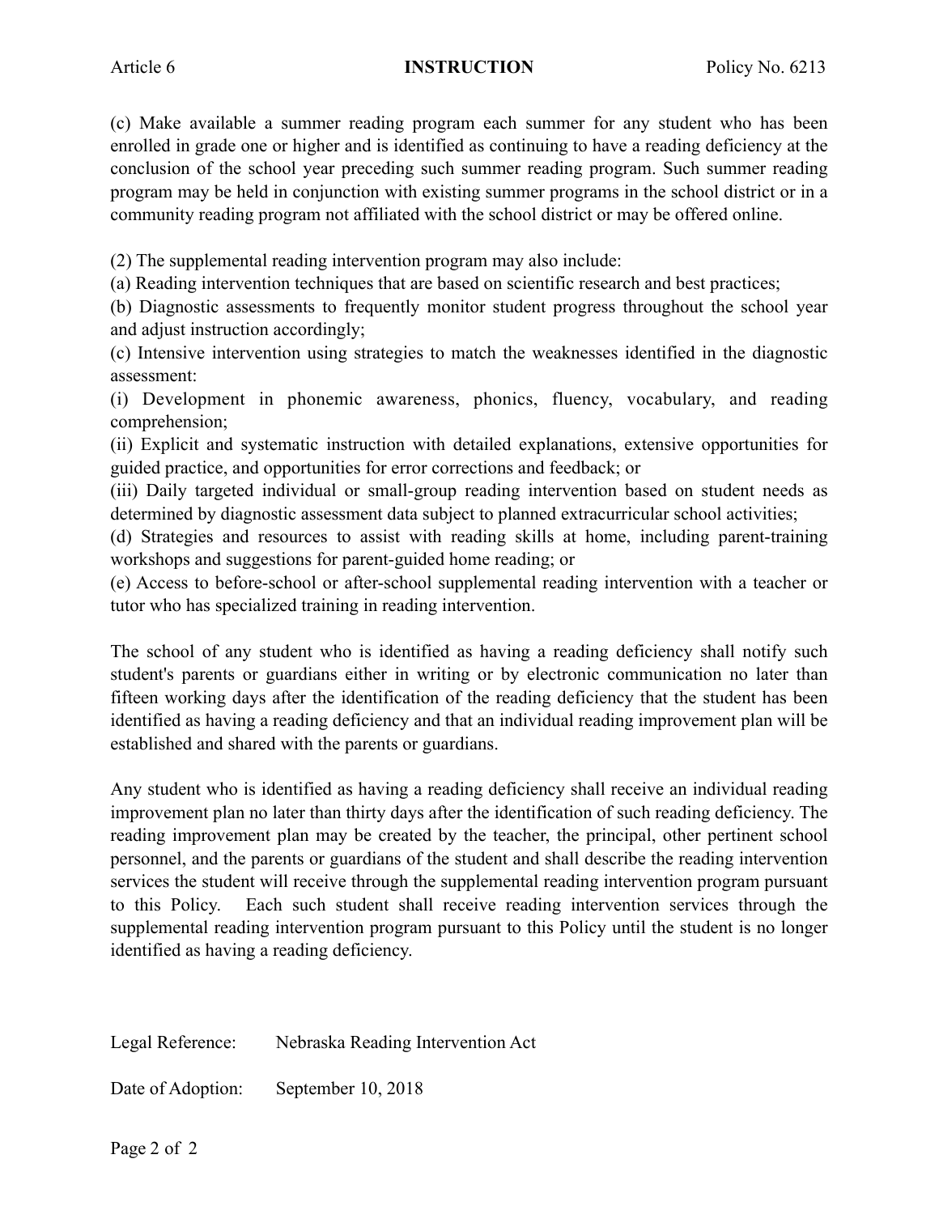(c) Make available a summer reading program each summer for any student who has been enrolled in grade one or higher and is identified as continuing to have a reading deficiency at the conclusion of the school year preceding such summer reading program. Such summer reading program may be held in conjunction with existing summer programs in the school district or in a community reading program not affiliated with the school district or may be offered online.

(2) The supplemental reading intervention program may also include:
(a) Reading intervention techniques that are based on scientific research and best practices;
(b) Diagnostic assessments to frequently monitor student progress throughout the school year and adjust instruction accordingly;
(c) Intensive intervention using strategies to match the weaknesses identified in the diagnostic assessment:
(i) Development in phonemic awareness, phonics, fluency, vocabulary, and reading comprehension;
(ii) Explicit and systematic instruction with detailed explanations, extensive opportunities for guided practice, and opportunities for error corrections and feedback; or
(iii) Daily targeted individual or small-group reading intervention based on student needs as determined by diagnostic assessment data subject to planned extracurricular school activities;
(d) Strategies and resources to assist with reading skills at home, including parent-training workshops and suggestions for parent-guided home reading; or
(e) Access to before-school or after-school supplemental reading intervention with a teacher or tutor who has specialized training in reading intervention.

The school of any student who is identified as having a reading deficiency shall notify such student's parents or guardians either in writing or by electronic communication no later than fifteen working days after the identification of the reading deficiency that the student has been identified as having a reading deficiency and that an individual reading improvement plan will be established and shared with the parents or guardians.

Any student who is identified as having a reading deficiency shall receive an individual reading improvement plan no later than thirty days after the identification of such reading deficiency. The reading improvement plan may be created by the teacher, the principal, other pertinent school personnel, and the parents or guardians of the student and shall describe the reading intervention services the student will receive through the supplemental reading intervention program pursuant to this Policy. Each such student shall receive reading intervention services through the supplemental reading intervention program pursuant to this Policy until the student is no longer identified as having a reading deficiency.

Legal Reference: Nebraska Reading Intervention Act

Date of Adoption: September 10, 2018